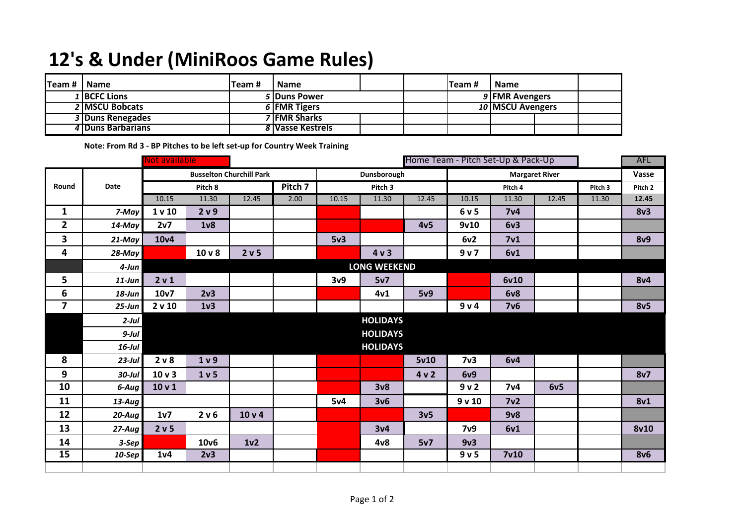# 12's & Under (MiniRoos Game Rules)

| Team # | Name | Team # | Name | Team # | Name |
|---|---|---|---|---|---|
| 1 | BCFC Lions | 5 | Duns Power | 9 | FMR Avengers |
| 2 | MSCU Bobcats | 6 | FMR Tigers | 10 | MSCU Avengers |
| 3 | Duns Renegades | 7 | FMR Sharks | | |
| 4 | Duns Barbarians | 8 | Vasse Kestrels | | |

**Note: From Rd 3 - BP Pitches to be left set-up for Country Week Training**

Not available | Home Team - Pitch Set-Up & Pack-Up | AFL

| Round | Date | Busselton Churchill Park | | | | Dunsborough | | | Margaret River | | | | Vasse |
|---|---|---|---|---|---|---|---|---|---|---|---|---|---|
| | | Pitch 8 | | | Pitch 7 | Pitch 3 | | | Pitch 4 | | | Pitch 3 | Pitch 2 |
| | | 10.15 | 11.30 | 12.45 | 2.00 | 10.15 | 11.30 | 12.45 | 10.15 | 11.30 | 12.45 | 11.30 | 12.45 |
| 1 | 7-May | 1 v 10 | 2 v 9 | | | | | | 6 v 5 | 7v4 | | | 8v3 |
| 2 | 14-May | 2v7 | 1v8 | | | | | 4v5 | 9v10 | 6v3 | | | |
| 3 | 21-May | 10v4 | | | | 5v3 | | | 6v2 | 7v1 | | | 8v9 |
| 4 | 28-May | | 10 v 8 | 2 v 5 | | | 4 v 3 | | 9 v 7 | 6v1 | | | |
| | 4-Jun | LONG WEEKEND | | | | | | | | | | | |
| 5 | 11-Jun | 2 v 1 | | | | 3v9 | 5v7 | | | 6v10 | | | 8v4 |
| 6 | 18-Jun | 10v7 | 2v3 | | | | 4v1 | 5v9 | | 6v8 | | | |
| 7 | 25-Jun | 2 v 10 | 1v3 | | | | | | 9 v 4 | 7v6 | | | 8v5 |
| | 2-Jul | HOLIDAYS | | | | | | | | | | | |
| | 9-Jul | HOLIDAYS | | | | | | | | | | | |
| | 16-Jul | HOLIDAYS | | | | | | | | | | | |
| 8 | 23-Jul | 2 v 8 | 1 v 9 | | | | | 5v10 | 7v3 | 6v4 | | | |
| 9 | 30-Jul | 10 v 3 | 1 v 5 | | | | | 4 v 2 | 6v9 | | | | 8v7 |
| 10 | 6-Aug | 10 v 1 | | | | | 3v8 | | 9 v 2 | 7v4 | 6v5 | | |
| 11 | 13-Aug | | | | | 5v4 | 3v6 | | 9 v 10 | 7v2 | | | 8v1 |
| 12 | 20-Aug | 1v7 | 2 v 6 | 10 v 4 | | | | 3v5 | | 9v8 | | | |
| 13 | 27-Aug | 2 v 5 | | | | | 3v4 | | 7v9 | 6v1 | | | 8v10 |
| 14 | 3-Sep | | 10v6 | 1v2 | | | 4v8 | 5v7 | 9v3 | | | | |
| 15 | 10-Sep | 1v4 | 2v3 | | | | | | 9 v 5 | 7v10 | | | 8v6 |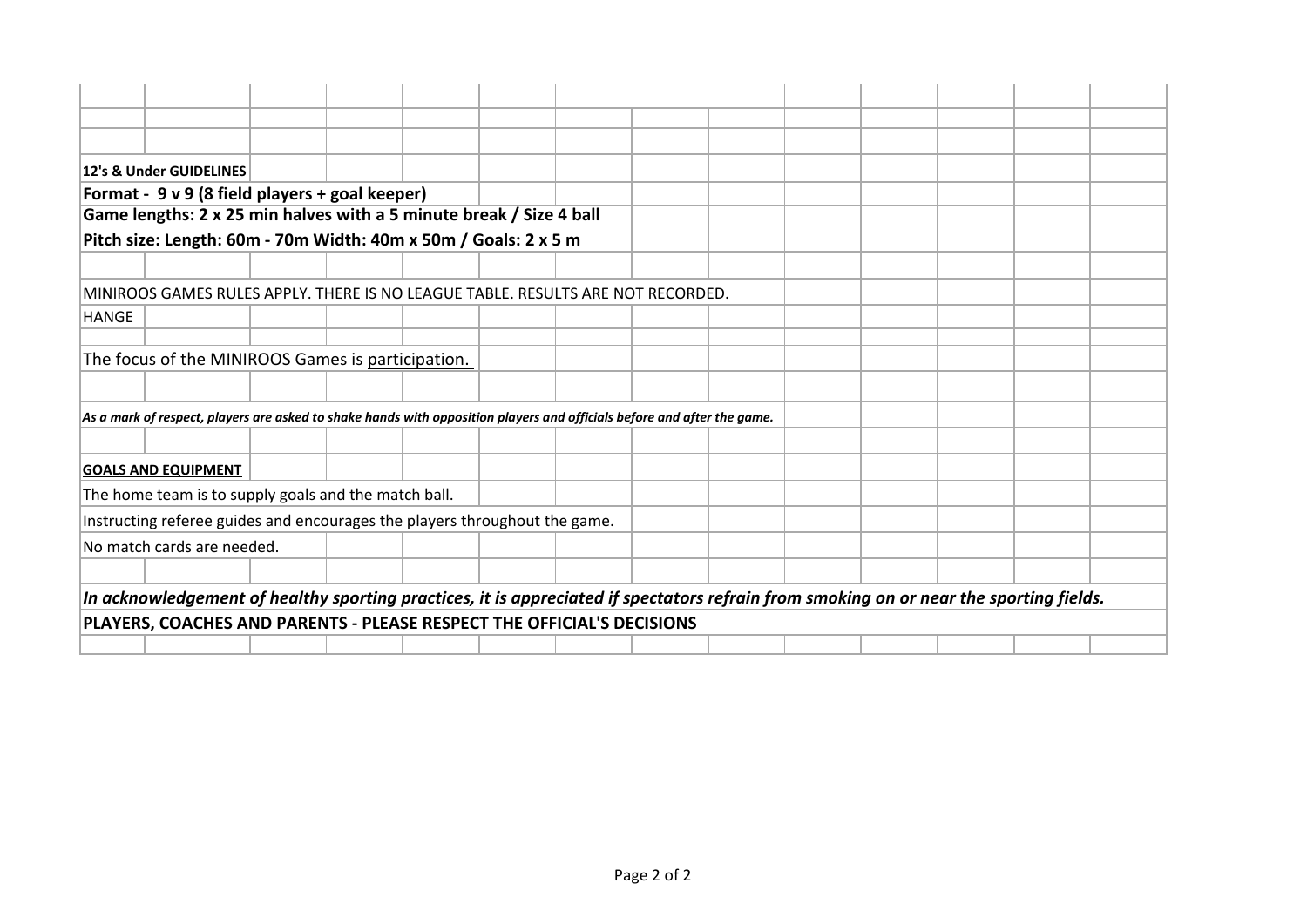**12's & Under GUIDELINES**

**Format - 9 v 9 (8 field players + goal keeper)**

**Game lengths: 2 x 25 min halves with a 5 minute break / Size 4 ball**

**Pitch size: Length: 60m - 70m Width: 40m x 50m / Goals: 2 x 5 m**

MINIROOS GAMES RULES APPLY. THERE IS NO LEAGUE TABLE. RESULTS ARE NOT RECORDED.

HANGE

The focus of the MINIROOS Games is participation.

***As a mark of respect, players are asked to shake hands with opposition players and officials before and after the game.***

**GOALS AND EQUIPMENT**

The home team is to supply goals and the match ball.

Instructing referee guides and encourages the players throughout the game.

No match cards are needed.

***In acknowledgement of healthy sporting practices, it is appreciated if spectators refrain from smoking on or near the sporting fields.***

**PLAYERS, COACHES AND PARENTS - PLEASE RESPECT THE OFFICIAL'S DECISIONS**